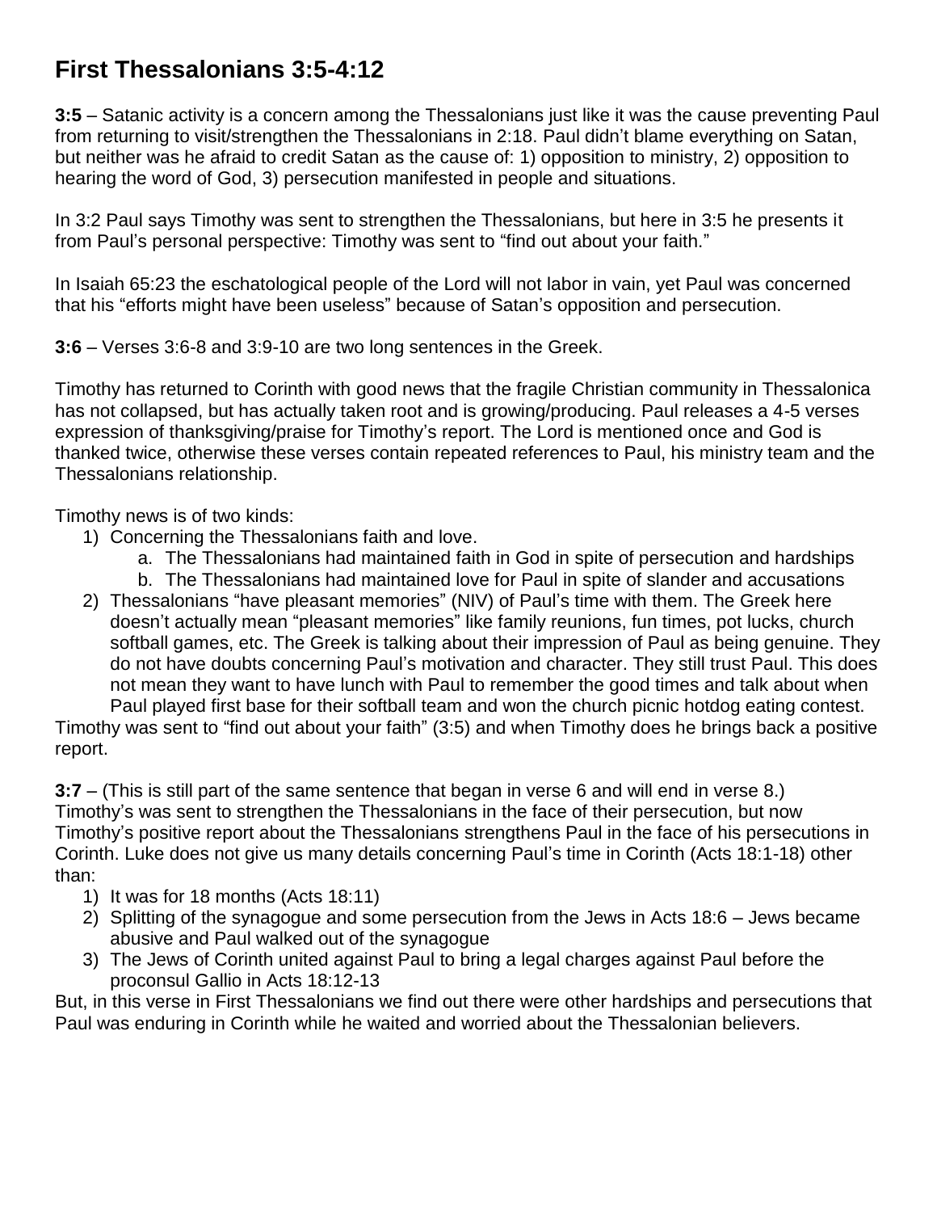# First Thessalonians 3:5-4:12

**3:5** – Satanic activity is a concern among the Thessalonians just like it was the cause preventing Paul from returning to visit/strengthen the Thessalonians in 2:18. Paul didn't blame everything on Satan, but neither was he afraid to credit Satan as the cause of: 1) opposition to ministry, 2) opposition to hearing the word of God, 3) persecution manifested in people and situations.

In 3:2 Paul says Timothy was sent to strengthen the Thessalonians, but here in 3:5 he presents it from Paul's personal perspective: Timothy was sent to "find out about your faith."

In Isaiah 65:23 the eschatological people of the Lord will not labor in vain, yet Paul was concerned that his "efforts might have been useless" because of Satan's opposition and persecution.

**3:6** – Verses 3:6-8 and 3:9-10 are two long sentences in the Greek.

Timothy has returned to Corinth with good news that the fragile Christian community in Thessalonica has not collapsed, but has actually taken root and is growing/producing. Paul releases a 4-5 verses expression of thanksgiving/praise for Timothy's report. The Lord is mentioned once and God is thanked twice, otherwise these verses contain repeated references to Paul, his ministry team and the Thessalonians relationship.

Timothy news is of two kinds:

1) Concerning the Thessalonians faith and love.
    a. The Thessalonians had maintained faith in God in spite of persecution and hardships
    b. The Thessalonians had maintained love for Paul in spite of slander and accusations
2) Thessalonians "have pleasant memories" (NIV) of Paul's time with them. The Greek here doesn't actually mean "pleasant memories" like family reunions, fun times, pot lucks, church softball games, etc. The Greek is talking about their impression of Paul as being genuine. They do not have doubts concerning Paul's motivation and character. They still trust Paul. This does not mean they want to have lunch with Paul to remember the good times and talk about when Paul played first base for their softball team and won the church picnic hotdog eating contest.

Timothy was sent to "find out about your faith" (3:5) and when Timothy does he brings back a positive report.

**3:7** – (This is still part of the same sentence that began in verse 6 and will end in verse 8.) Timothy's was sent to strengthen the Thessalonians in the face of their persecution, but now Timothy's positive report about the Thessalonians strengthens Paul in the face of his persecutions in Corinth. Luke does not give us many details concerning Paul's time in Corinth (Acts 18:1-18) other than:

1) It was for 18 months (Acts 18:11)
2) Splitting of the synagogue and some persecution from the Jews in Acts 18:6 – Jews became abusive and Paul walked out of the synagogue
3) The Jews of Corinth united against Paul to bring a legal charges against Paul before the proconsul Gallio in Acts 18:12-13

But, in this verse in First Thessalonians we find out there were other hardships and persecutions that Paul was enduring in Corinth while he waited and worried about the Thessalonian believers.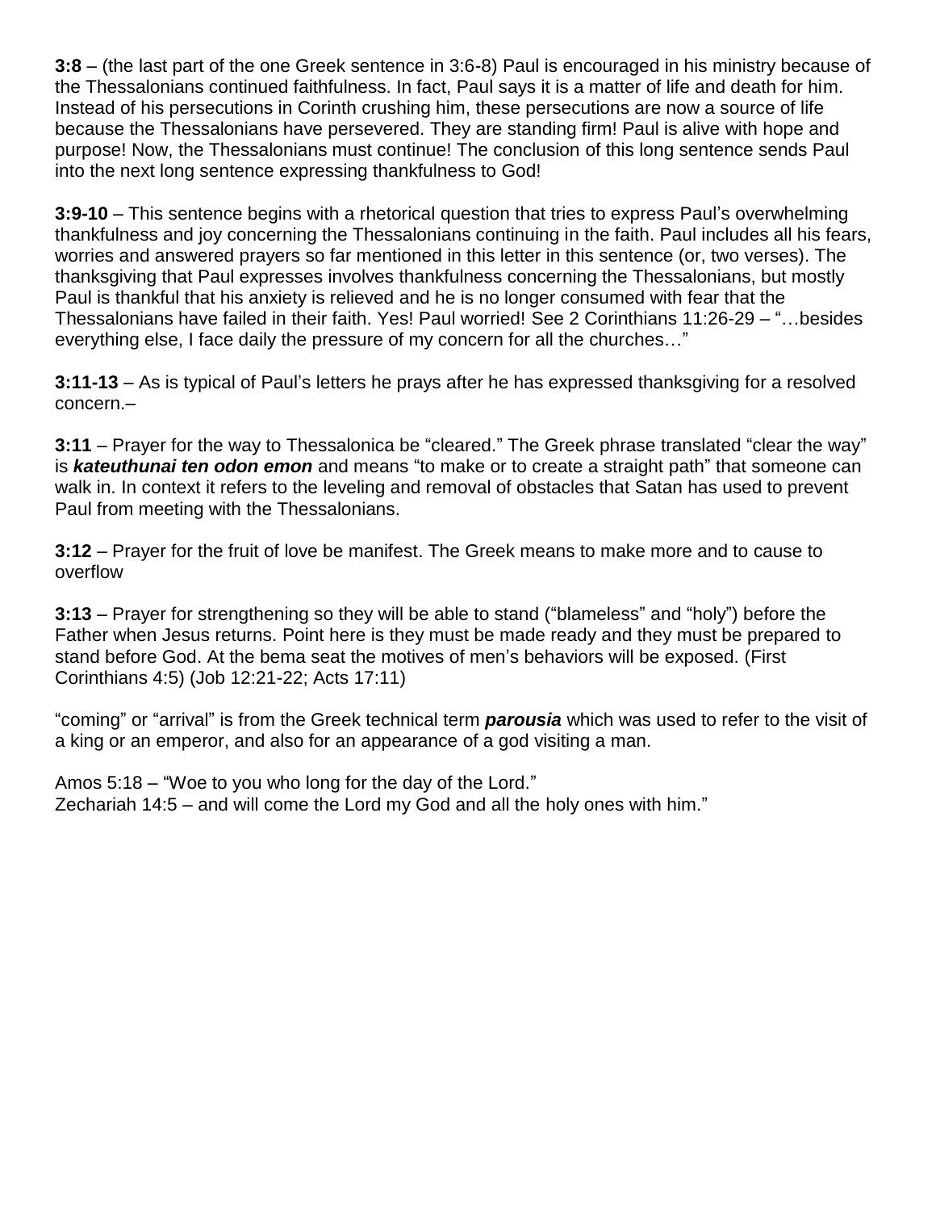**3:8** – (the last part of the one Greek sentence in 3:6-8) Paul is encouraged in his ministry because of the Thessalonians continued faithfulness. In fact, Paul says it is a matter of life and death for him. Instead of his persecutions in Corinth crushing him, these persecutions are now a source of life because the Thessalonians have persevered. They are standing firm! Paul is alive with hope and purpose! Now, the Thessalonians must continue! The conclusion of this long sentence sends Paul into the next long sentence expressing thankfulness to God!

**3:9-10** – This sentence begins with a rhetorical question that tries to express Paul's overwhelming thankfulness and joy concerning the Thessalonians continuing in the faith. Paul includes all his fears, worries and answered prayers so far mentioned in this letter in this sentence (or, two verses). The thanksgiving that Paul expresses involves thankfulness concerning the Thessalonians, but mostly Paul is thankful that his anxiety is relieved and he is no longer consumed with fear that the Thessalonians have failed in their faith. Yes! Paul worried! See 2 Corinthians 11:26-29 – "…besides everything else, I face daily the pressure of my concern for all the churches…"

**3:11-13** – As is typical of Paul's letters he prays after he has expressed thanksgiving for a resolved concern.–

**3:11** – Prayer for the way to Thessalonica be "cleared." The Greek phrase translated "clear the way" is ***kateuthunai ten odon emon*** and means "to make or to create a straight path" that someone can walk in. In context it refers to the leveling and removal of obstacles that Satan has used to prevent Paul from meeting with the Thessalonians.

**3:12** – Prayer for the fruit of love be manifest. The Greek means to make more and to cause to overflow

**3:13** – Prayer for strengthening so they will be able to stand ("blameless" and "holy") before the Father when Jesus returns. Point here is they must be made ready and they must be prepared to stand before God. At the bema seat the motives of men's behaviors will be exposed. (First Corinthians 4:5) (Job 12:21-22; Acts 17:11)

"coming" or "arrival" is from the Greek technical term ***parousia*** which was used to refer to the visit of a king or an emperor, and also for an appearance of a god visiting a man.

Amos 5:18 – "Woe to you who long for the day of the Lord."
Zechariah 14:5 – and will come the Lord my God and all the holy ones with him."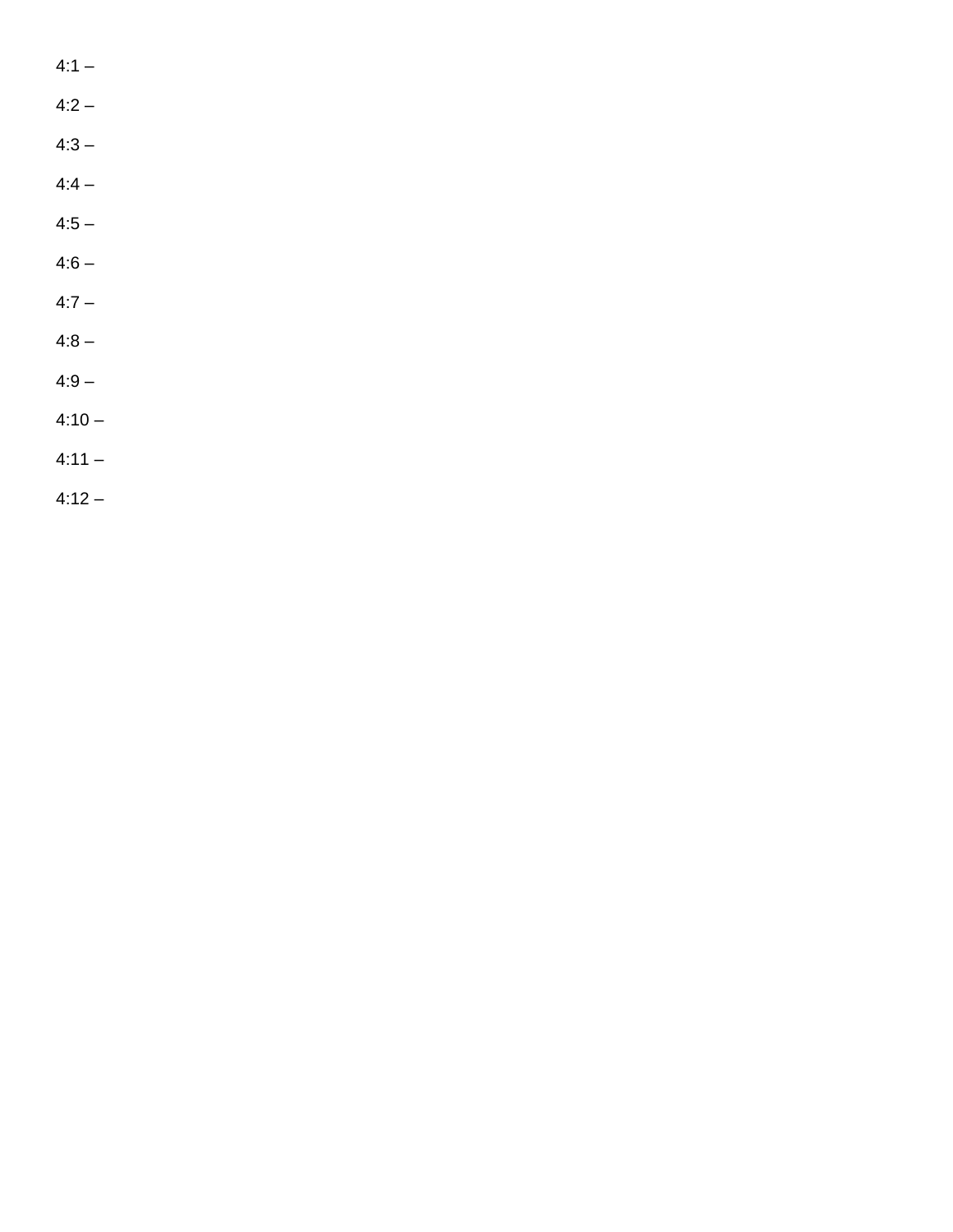4:1 –

4:2 –

4:3 –

4:4 –

4:5 –

4:6 –

4:7 –

4:8 –

4:9 –

4:10 –

4:11 –

4:12 –